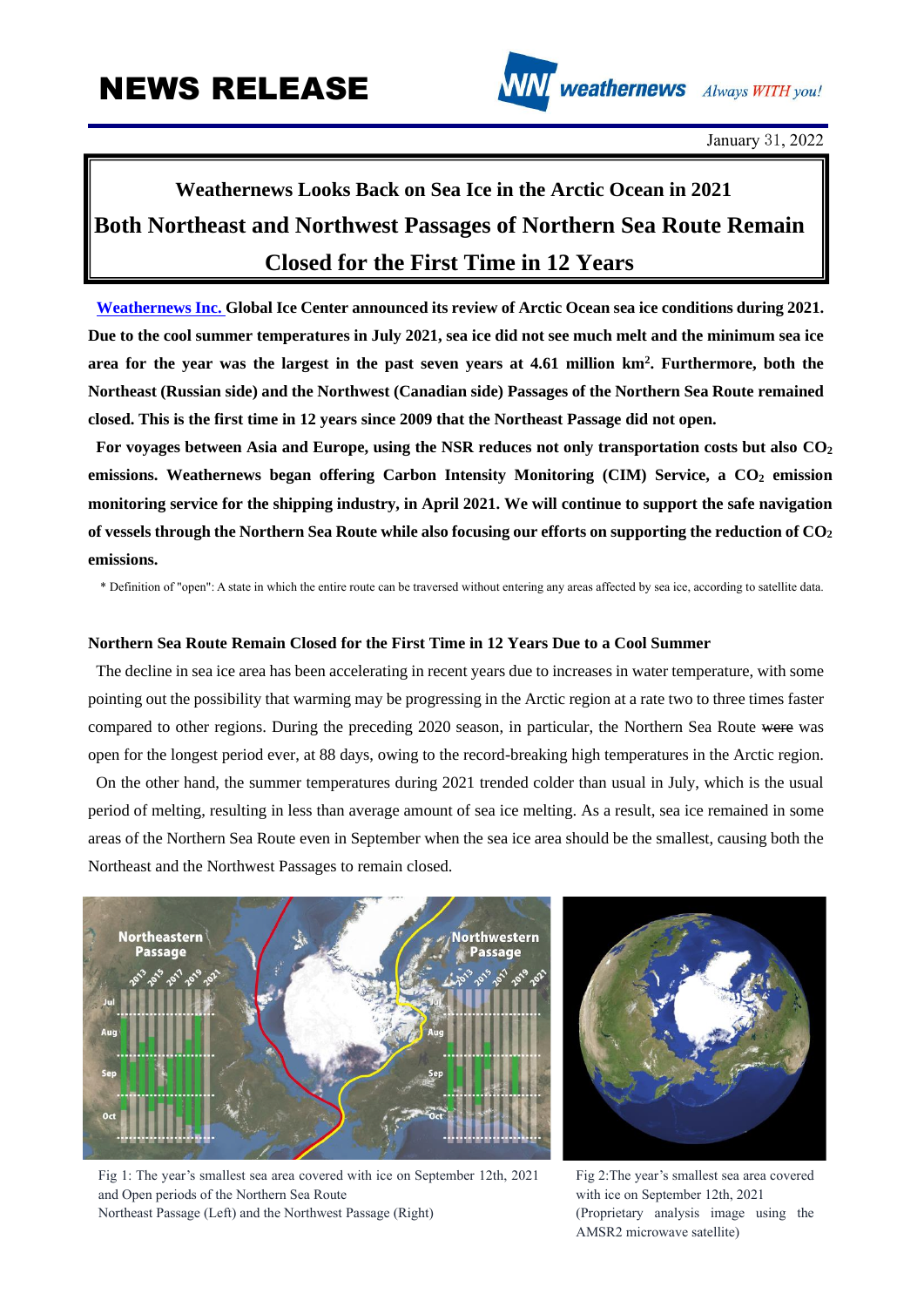# NEWS RELEASE

January 31, 2022

## Weathernews Looks Back on Sea Ice in the Arctic Ocean in 2021
## Both Northeast and Northwest Passages of Northern Sea Route Remain Closed for the First Time in 12 Years

**Weathernews Inc. Global Ice Center announced its review of Arctic Ocean sea ice conditions during 2021. Due to the cool summer temperatures in July 2021, sea ice did not see much melt and the minimum sea ice area for the year was the largest in the past seven years at 4.61 million km². Furthermore, both the Northeast (Russian side) and the Northwest (Canadian side) Passages of the Northern Sea Route remained closed. This is the first time in 12 years since 2009 that the Northeast Passage did not open.**

**For voyages between Asia and Europe, using the NSR reduces not only transportation costs but also $CO_2$ emissions. Weathernews began offering Carbon Intensity Monitoring (CIM) Service, a $CO_2$ emission monitoring service for the shipping industry, in April 2021. We will continue to support the safe navigation of vessels through the Northern Sea Route while also focusing our efforts on supporting the reduction of $CO_2$ emissions.**

\* Definition of "open": A state in which the entire route can be traversed without entering any areas affected by sea ice, according to satellite data.

### Northern Sea Route Remain Closed for the First Time in 12 Years Due to a Cool Summer

The decline in sea ice area has been accelerating in recent years due to increases in water temperature, with some pointing out the possibility that warming may be progressing in the Arctic region at a rate two to three times faster compared to other regions. During the preceding 2020 season, in particular, the Northern Sea Route ~~were~~ was open for the longest period ever, at 88 days, owing to the record-breaking high temperatures in the Arctic region.

On the other hand, the summer temperatures during 2021 trended colder than usual in July, which is the usual period of melting, resulting in less than average amount of sea ice melting. As a result, sea ice remained in some areas of the Northern Sea Route even in September when the sea ice area should be the smallest, causing both the Northeast and the Northwest Passages to remain closed.

Fig 1: The year's smallest sea area covered with ice on September 12th, 2021 and Open periods of the Northern Sea Route Northeast Passage (Left) and the Northwest Passage (Right)

Fig 2: The year's smallest sea area covered with ice on September 12th, 2021 (Proprietary analysis image using the AMSR2 microwave satellite)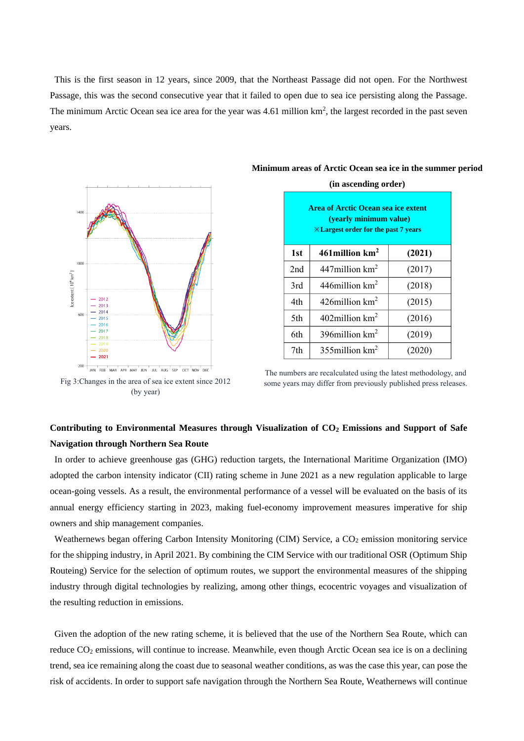This is the first season in 12 years, since 2009, that the Northeast Passage did not open. For the Northwest Passage, this was the second consecutive year that it failed to open due to sea ice persisting along the Passage. The minimum Arctic Ocean sea ice area for the year was 4.61 million km$^2$, the largest recorded in the past seven years.

Fig 3:Changes in the area of sea ice extent since 2012 (by year)

**Minimum areas of Arctic Ocean sea ice in the summer period (in ascending order)**

| **Area of Arctic Ocean sea ice extent (yearly minimum value) ※Largest order for the past 7 years** | | |
|---|---|---|
| **1st** | **461million km$^2$** | **(2021)** |
| 2nd | 447million km$^2$ | (2017) |
| 3rd | 446million km$^2$ | (2018) |
| 4th | 426million km$^2$ | (2015) |
| 5th | 402million km$^2$ | (2016) |
| 6th | 396million km$^2$ | (2019) |
| 7th | 355million km$^2$ | (2020) |

The numbers are recalculated using the latest methodology, and some years may differ from previously published press releases.

**Contributing to Environmental Measures through Visualization of $CO_2$ Emissions and Support of Safe Navigation through Northern Sea Route**

In order to achieve greenhouse gas (GHG) reduction targets, the International Maritime Organization (IMO) adopted the carbon intensity indicator (CII) rating scheme in June 2021 as a new regulation applicable to large ocean-going vessels. As a result, the environmental performance of a vessel will be evaluated on the basis of its annual energy efficiency starting in 2023, making fuel-economy improvement measures imperative for ship owners and ship management companies.

Weathernews began offering Carbon Intensity Monitoring (CIM) Service, a $CO_2$ emission monitoring service for the shipping industry, in April 2021. By combining the CIM Service with our traditional OSR (Optimum Ship Routeing) Service for the selection of optimum routes, we support the environmental measures of the shipping industry through digital technologies by realizing, among other things, ecocentric voyages and visualization of the resulting reduction in emissions.

Given the adoption of the new rating scheme, it is believed that the use of the Northern Sea Route, which can reduce $CO_2$ emissions, will continue to increase. Meanwhile, even though Arctic Ocean sea ice is on a declining trend, sea ice remaining along the coast due to seasonal weather conditions, as was the case this year, can pose the risk of accidents. In order to support safe navigation through the Northern Sea Route, Weathernews will continue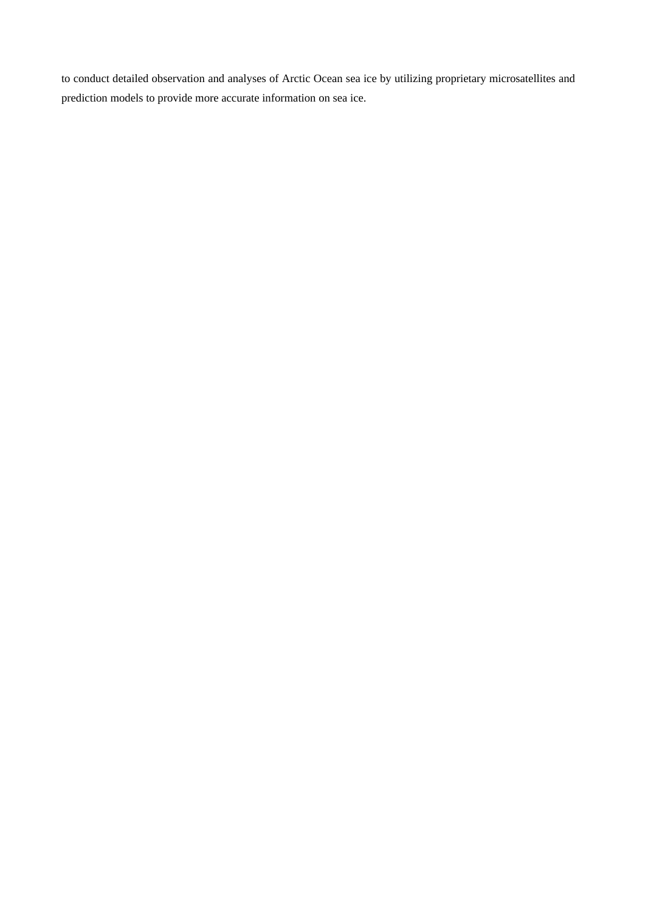to conduct detailed observation and analyses of Arctic Ocean sea ice by utilizing proprietary microsatellites and prediction models to provide more accurate information on sea ice.